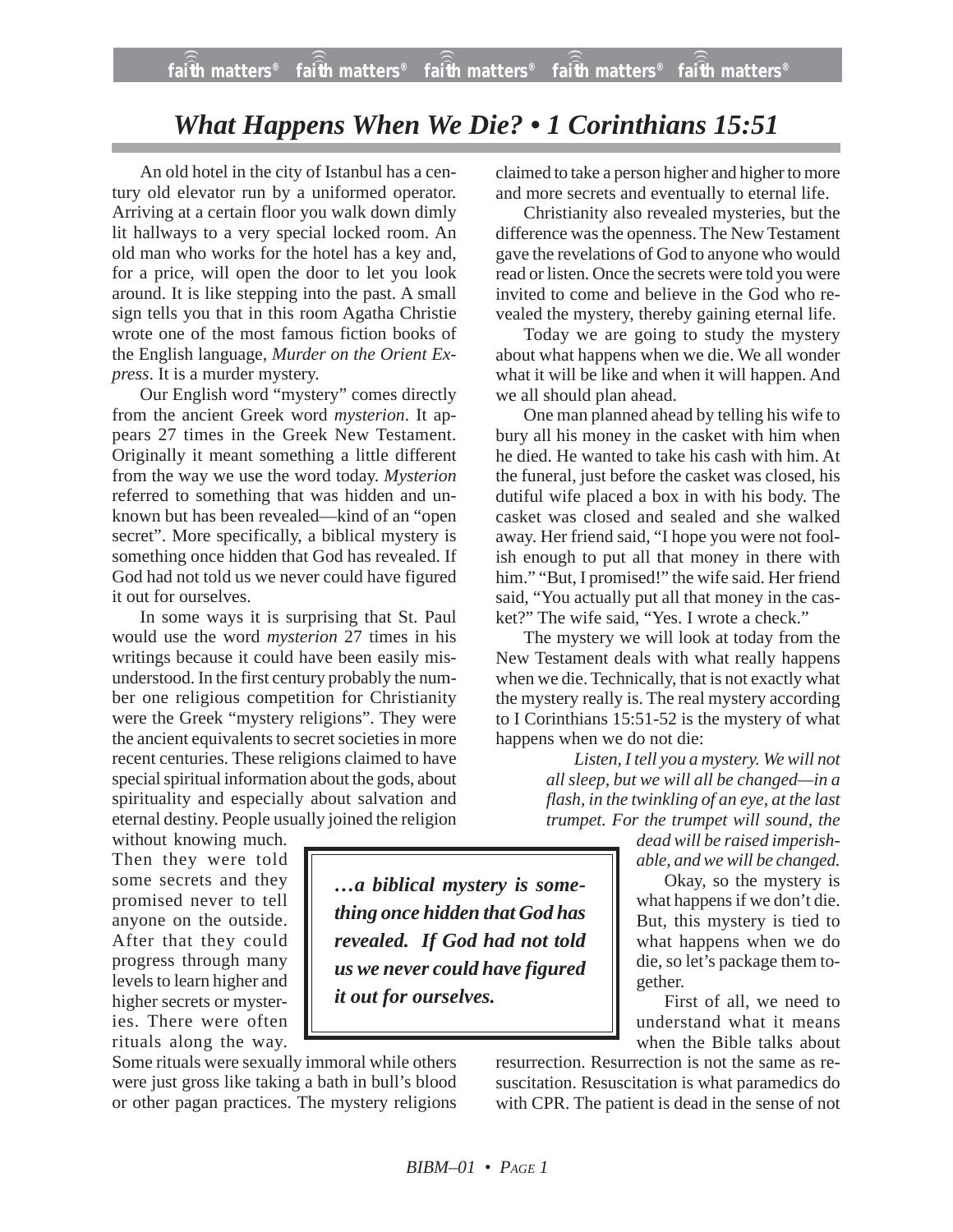# *What Happens When We Die? • 1 Corinthians 15:51*

An old hotel in the city of Istanbul has a century old elevator run by a uniformed operator. Arriving at a certain floor you walk down dimly lit hallways to a very special locked room. An old man who works for the hotel has a key and, for a price, will open the door to let you look around. It is like stepping into the past. A small sign tells you that in this room Agatha Christie wrote one of the most famous fiction books of the English language, *Murder on the Orient Express*. It is a murder mystery.

Our English word "mystery" comes directly from the ancient Greek word *mysterion*. It appears 27 times in the Greek New Testament. Originally it meant something a little different from the way we use the word today. *Mysterion* referred to something that was hidden and unknown but has been revealed—kind of an "open secret". More specifically, a biblical mystery is something once hidden that God has revealed. If God had not told us we never could have figured it out for ourselves.

In some ways it is surprising that St. Paul would use the word *mysterion* 27 times in his writings because it could have been easily misunderstood. In the first century probably the number one religious competition for Christianity were the Greek "mystery religions". They were the ancient equivalents to secret societies in more recent centuries. These religions claimed to have special spiritual information about the gods, about spirituality and especially about salvation and eternal destiny. People usually joined the religion without knowing much. Then they were told some secrets and they promised never to tell anyone on the outside. After that they could progress through many levels to learn higher and higher secrets or mysteries. There were often rituals along the way. Some rituals were sexually immoral while others were just gross like taking a bath in bull's blood or other pagan practices. The mystery religions claimed to take a person higher and higher to more and more secrets and eventually to eternal life.

> ***…a biblical mystery is something once hidden that God has revealed. If God had not told us we never could have figured it out for ourselves.***

Christianity also revealed mysteries, but the difference was the openness. The New Testament gave the revelations of God to anyone who would read or listen. Once the secrets were told you were invited to come and believe in the God who revealed the mystery, thereby gaining eternal life.

Today we are going to study the mystery about what happens when we die. We all wonder what it will be like and when it will happen. And we all should plan ahead.

One man planned ahead by telling his wife to bury all his money in the casket with him when he died. He wanted to take his cash with him. At the funeral, just before the casket was closed, his dutiful wife placed a box in with his body. The casket was closed and sealed and she walked away. Her friend said, "I hope you were not foolish enough to put all that money in there with him." "But, I promised!" the wife said. Her friend said, "You actually put all that money in the casket?" The wife said, "Yes. I wrote a check."

The mystery we will look at today from the New Testament deals with what really happens when we die. Technically, that is not exactly what the mystery really is. The real mystery according to I Corinthians 15:51-52 is the mystery of what happens when we do not die:

> *Listen, I tell you a mystery. We will not all sleep, but we will all be changed—in a flash, in the twinkling of an eye, at the last trumpet. For the trumpet will sound, the dead will be raised imperishable, and we will be changed.*

Okay, so the mystery is what happens if we don't die. But, this mystery is tied to what happens when we do die, so let's package them together.

First of all, we need to understand what it means when the Bible talks about resurrection. Resurrection is not the same as resuscitation. Resuscitation is what paramedics do with CPR. The patient is dead in the sense of not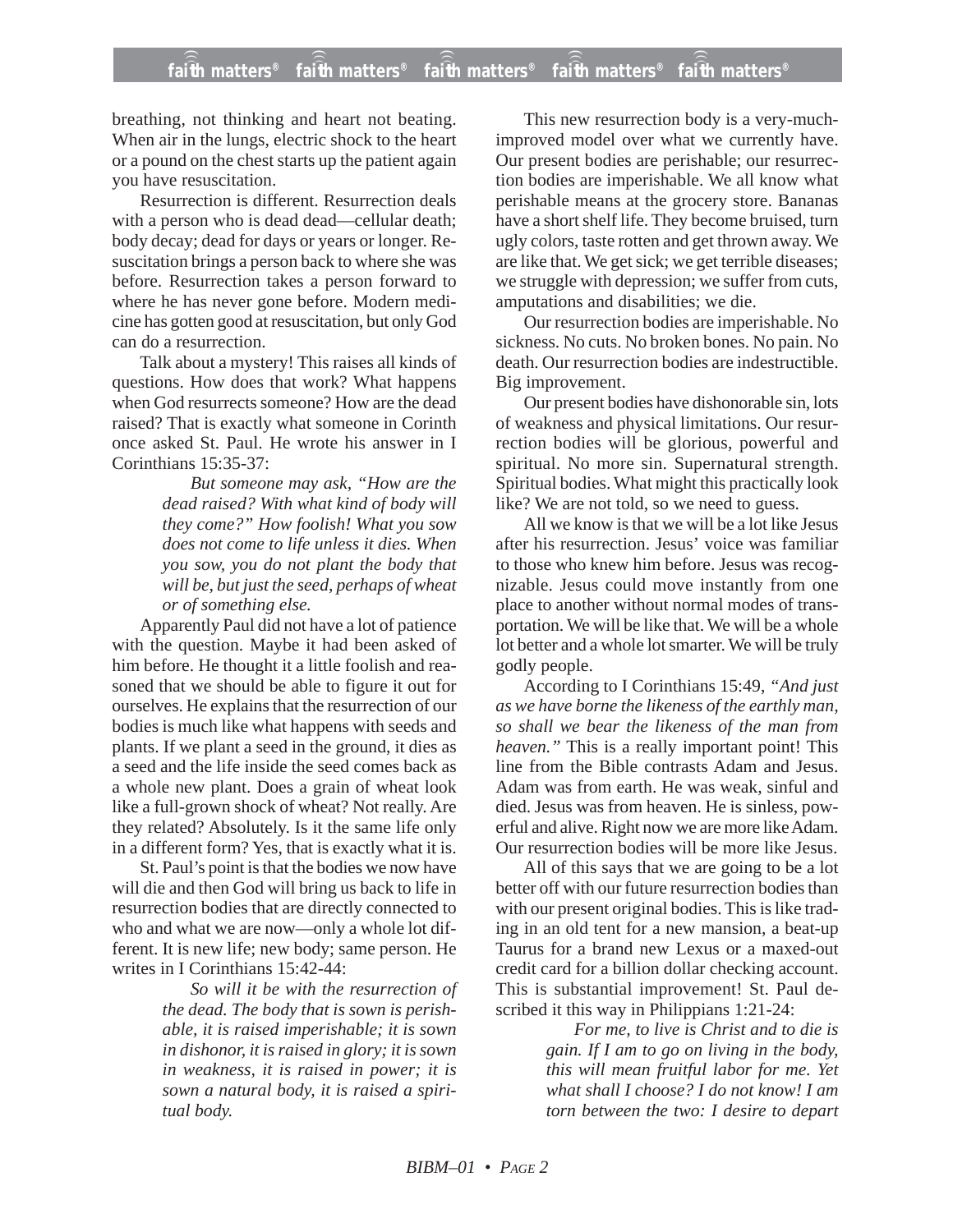breathing, not thinking and heart not beating. When air in the lungs, electric shock to the heart or a pound on the chest starts up the patient again you have resuscitation.

Resurrection is different. Resurrection deals with a person who is dead dead—cellular death; body decay; dead for days or years or longer. Resuscitation brings a person back to where she was before. Resurrection takes a person forward to where he has never gone before. Modern medicine has gotten good at resuscitation, but only God can do a resurrection.

Talk about a mystery! This raises all kinds of questions. How does that work? What happens when God resurrects someone? How are the dead raised? That is exactly what someone in Corinth once asked St. Paul. He wrote his answer in I Corinthians 15:35-37:

> *But someone may ask, "How are the dead raised? With what kind of body will they come?" How foolish! What you sow does not come to life unless it dies. When you sow, you do not plant the body that will be, but just the seed, perhaps of wheat or of something else.*

Apparently Paul did not have a lot of patience with the question. Maybe it had been asked of him before. He thought it a little foolish and reasoned that we should be able to figure it out for ourselves. He explains that the resurrection of our bodies is much like what happens with seeds and plants. If we plant a seed in the ground, it dies as a seed and the life inside the seed comes back as a whole new plant. Does a grain of wheat look like a full-grown shock of wheat? Not really. Are they related? Absolutely. Is it the same life only in a different form? Yes, that is exactly what it is.

St. Paul's point is that the bodies we now have will die and then God will bring us back to life in resurrection bodies that are directly connected to who and what we are now—only a whole lot different. It is new life; new body; same person. He writes in I Corinthians 15:42-44:

> *So will it be with the resurrection of the dead. The body that is sown is perishable, it is raised imperishable; it is sown in dishonor, it is raised in glory; it is sown in weakness, it is raised in power; it is sown a natural body, it is raised a spiritual body.*

This new resurrection body is a very-much-improved model over what we currently have. Our present bodies are perishable; our resurrection bodies are imperishable. We all know what perishable means at the grocery store. Bananas have a short shelf life. They become bruised, turn ugly colors, taste rotten and get thrown away. We are like that. We get sick; we get terrible diseases; we struggle with depression; we suffer from cuts, amputations and disabilities; we die.

Our resurrection bodies are imperishable. No sickness. No cuts. No broken bones. No pain. No death. Our resurrection bodies are indestructible. Big improvement.

Our present bodies have dishonorable sin, lots of weakness and physical limitations. Our resurrection bodies will be glorious, powerful and spiritual. No more sin. Supernatural strength. Spiritual bodies. What might this practically look like? We are not told, so we need to guess.

All we know is that we will be a lot like Jesus after his resurrection. Jesus' voice was familiar to those who knew him before. Jesus was recognizable. Jesus could move instantly from one place to another without normal modes of transportation. We will be like that. We will be a whole lot better and a whole lot smarter. We will be truly godly people.

According to I Corinthians 15:49, *"And just as we have borne the likeness of the earthly man, so shall we bear the likeness of the man from heaven."* This is a really important point! This line from the Bible contrasts Adam and Jesus. Adam was from earth. He was weak, sinful and died. Jesus was from heaven. He is sinless, powerful and alive. Right now we are more like Adam. Our resurrection bodies will be more like Jesus.

All of this says that we are going to be a lot better off with our future resurrection bodies than with our present original bodies. This is like trading in an old tent for a new mansion, a beat-up Taurus for a brand new Lexus or a maxed-out credit card for a billion dollar checking account. This is substantial improvement! St. Paul described it this way in Philippians 1:21-24:

> *For me, to live is Christ and to die is gain. If I am to go on living in the body, this will mean fruitful labor for me. Yet what shall I choose? I do not know! I am torn between the two: I desire to depart*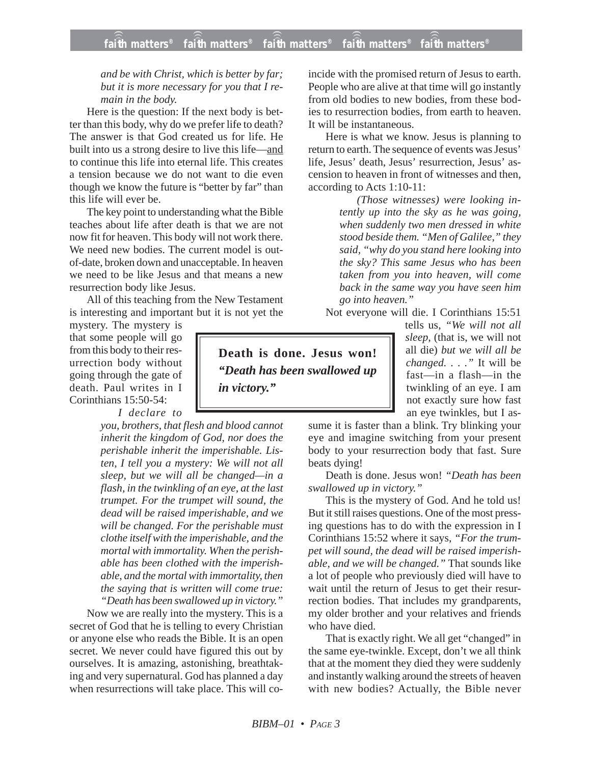*and be with Christ, which is better by far; but it is more necessary for you that I remain in the body.*

Here is the question: If the next body is better than this body, why do we prefer life to death? The answer is that God created us for life. He built into us a strong desire to live this life—<u>and</u> to continue this life into eternal life. This creates a tension because we do not want to die even though we know the future is "better by far" than this life will ever be.

The key point to understanding what the Bible teaches about life after death is that we are not now fit for heaven. This body will not work there. We need new bodies. The current model is out-of-date, broken down and unacceptable. In heaven we need to be like Jesus and that means a new resurrection body like Jesus.

All of this teaching from the New Testament is interesting and important but it is not yet the mystery. The mystery is that some people will go from this body to their resurrection body without going through the gate of death. Paul writes in I Corinthians 15:50-54:

> *I declare to you, brothers, that flesh and blood cannot inherit the kingdom of God, nor does the perishable inherit the imperishable. Listen, I tell you a mystery: We will not all sleep, but we will all be changed—in a flash, in the twinkling of an eye, at the last trumpet. For the trumpet will sound, the dead will be raised imperishable, and we will be changed. For the perishable must clothe itself with the imperishable, and the mortal with immortality. When the perishable has been clothed with the imperishable, and the mortal with immortality, then the saying that is written will come true: "Death has been swallowed up in victory."*

Now we are really into the mystery. This is a secret of God that he is telling to every Christian or anyone else who reads the Bible. It is an open secret. We never could have figured this out by ourselves. It is amazing, astonishing, breathtaking and very supernatural. God has planned a day when resurrections will take place. This will coincide with the promised return of Jesus to earth. People who are alive at that time will go instantly from old bodies to new bodies, from these bodies to resurrection bodies, from earth to heaven. It will be instantaneous.

Here is what we know. Jesus is planning to return to earth. The sequence of events was Jesus' life, Jesus' death, Jesus' resurrection, Jesus' ascension to heaven in front of witnesses and then, according to Acts 1:10-11:

> *(Those witnesses) were looking intently up into the sky as he was going, when suddenly two men dressed in white stood beside them. "Men of Galilee," they said, "why do you stand here looking into the sky? This same Jesus who has been taken from you into heaven, will come back in the same way you have seen him go into heaven."*

Not everyone will die. I Corinthians 15:51 tells us, *"We will not all sleep,* (that is, we will not all die) *but we will all be changed. . . ."* It will be fast—in a flash—in the twinkling of an eye. I am not exactly sure how fast an eye twinkles, but I assume it is faster than a blink. Try blinking your eye and imagine switching from your present body to your resurrection body that fast. Sure beats dying!

> **Death is done. Jesus won! *"Death has been swallowed up in victory."***

Death is done. Jesus won! *"Death has been swallowed up in victory."*

This is the mystery of God. And he told us! But it still raises questions. One of the most pressing questions has to do with the expression in I Corinthians 15:52 where it says, *"For the trumpet will sound, the dead will be raised imperishable, and we will be changed."* That sounds like a lot of people who previously died will have to wait until the return of Jesus to get their resurrection bodies. That includes my grandparents, my older brother and your relatives and friends who have died.

That is exactly right. We all get "changed" in the same eye-twinkle. Except, don't we all think that at the moment they died they were suddenly and instantly walking around the streets of heaven with new bodies? Actually, the Bible never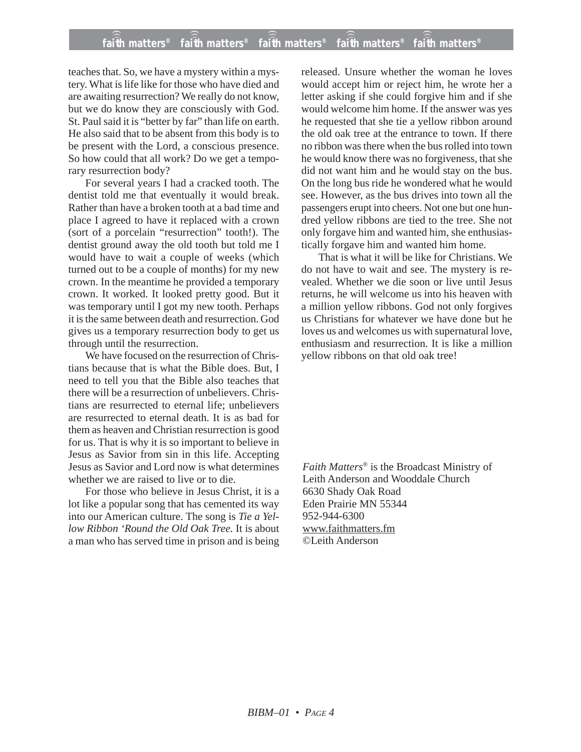teaches that. So, we have a mystery within a mystery. What is life like for those who have died and are awaiting resurrection? We really do not know, but we do know they are consciously with God. St. Paul said it is "better by far" than life on earth. He also said that to be absent from this body is to be present with the Lord, a conscious presence. So how could that all work? Do we get a temporary resurrection body?

For several years I had a cracked tooth. The dentist told me that eventually it would break. Rather than have a broken tooth at a bad time and place I agreed to have it replaced with a crown (sort of a porcelain "resurrection" tooth!). The dentist ground away the old tooth but told me I would have to wait a couple of weeks (which turned out to be a couple of months) for my new crown. In the meantime he provided a temporary crown. It worked. It looked pretty good. But it was temporary until I got my new tooth. Perhaps it is the same between death and resurrection. God gives us a temporary resurrection body to get us through until the resurrection.

We have focused on the resurrection of Christians because that is what the Bible does. But, I need to tell you that the Bible also teaches that there will be a resurrection of unbelievers. Christians are resurrected to eternal life; unbelievers are resurrected to eternal death. It is as bad for them as heaven and Christian resurrection is good for us. That is why it is so important to believe in Jesus as Savior from sin in this life. Accepting Jesus as Savior and Lord now is what determines whether we are raised to live or to die.

For those who believe in Jesus Christ, it is a lot like a popular song that has cemented its way into our American culture. The song is *Tie a Yellow Ribbon 'Round the Old Oak Tree.* It is about a man who has served time in prison and is being released. Unsure whether the woman he loves would accept him or reject him, he wrote her a letter asking if she could forgive him and if she would welcome him home. If the answer was yes he requested that she tie a yellow ribbon around the old oak tree at the entrance to town. If there no ribbon was there when the bus rolled into town he would know there was no forgiveness, that she did not want him and he would stay on the bus. On the long bus ride he wondered what he would see. However, as the bus drives into town all the passengers erupt into cheers. Not one but one hundred yellow ribbons are tied to the tree. She not only forgave him and wanted him, she enthusiastically forgave him and wanted him home.

That is what it will be like for Christians. We do not have to wait and see. The mystery is revealed. Whether we die soon or live until Jesus returns, he will welcome us into his heaven with a million yellow ribbons. God not only forgives us Christians for whatever we have done but he loves us and welcomes us with supernatural love, enthusiasm and resurrection. It is like a million yellow ribbons on that old oak tree!

*Faith Matters*® is the Broadcast Ministry of
Leith Anderson and Wooddale Church
6630 Shady Oak Road
Eden Prairie MN 55344
952-944-6300
www.faithmatters.fm
©Leith Anderson